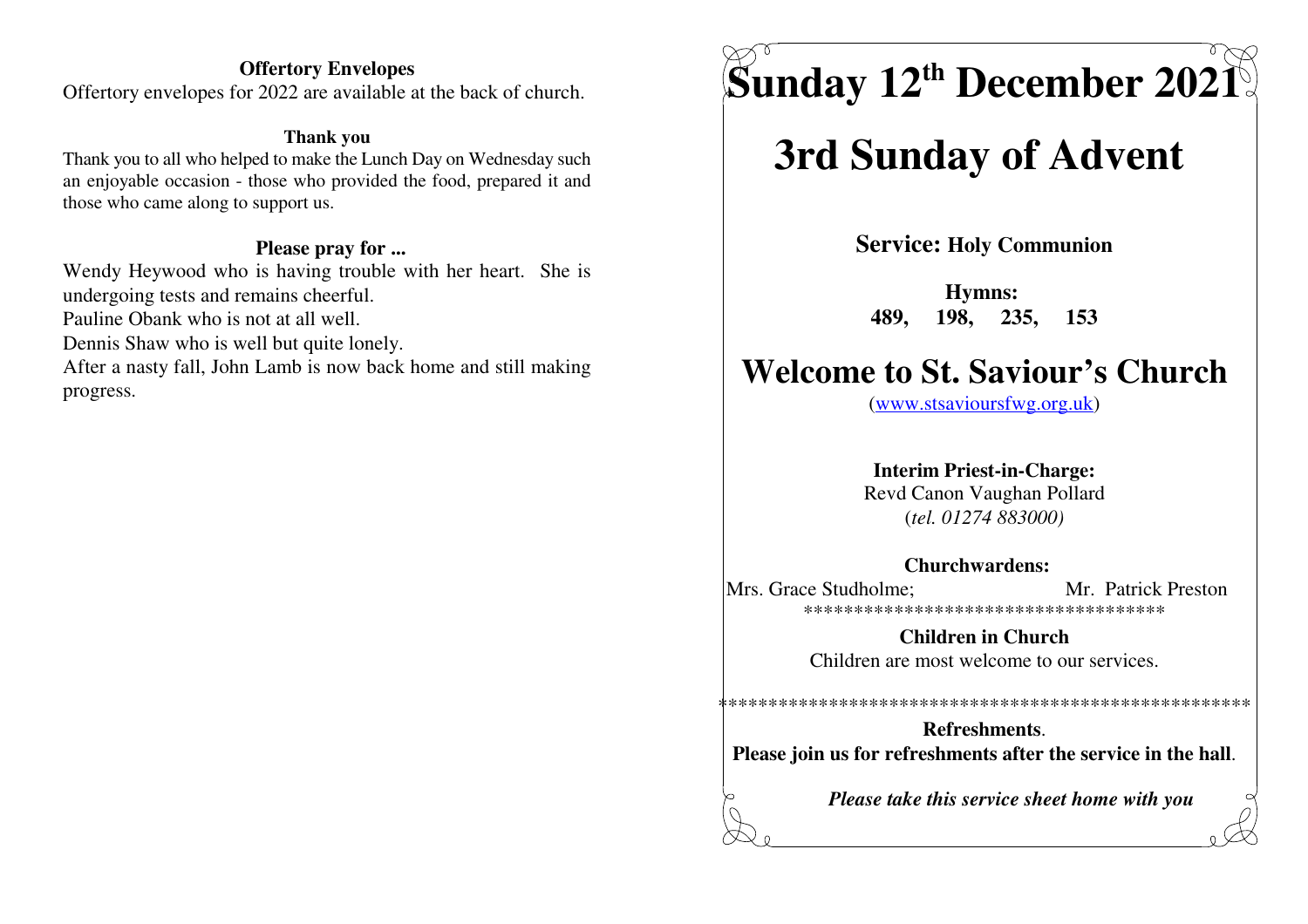**Offertory Envelopes**

Offertory envelopes for 2022 are available at the back of church.

**Thank you**

Thank you to all who helped to make the Lunch Day on Wednesday such an enjoyable occasion - those who provided the food, prepared it and those who came along to support us.

**Please pray for ...**

Wendy Heywood who is having trouble with her heart. She is undergoing tests and remains cheerful.

Pauline Obank who is not at all well.

Dennis Shaw who is well but quite lonely.

After a nasty fall, John Lamb is now back home and still making progress.

# Sunday 12th December 2021

# 3rd Sunday of Advent

**Service: Holy Communion**

**Hymns:**
**489, 198, 235, 153**

# Welcome to St. Saviour's Church

(www.stsavioursfwg.org.uk)

**Interim Priest-in-Charge:**
Revd Canon Vaughan Pollard
(*tel. 01274 883000)*

**Churchwardens:**
Mrs. Grace Studholme; Mr. Patrick Preston

************************************

**Children in Church**
Children are most welcome to our services.

****************************************************

**Refreshments**.
**Please join us for refreshments after the service in the hall**.

***Please take this service sheet home with you***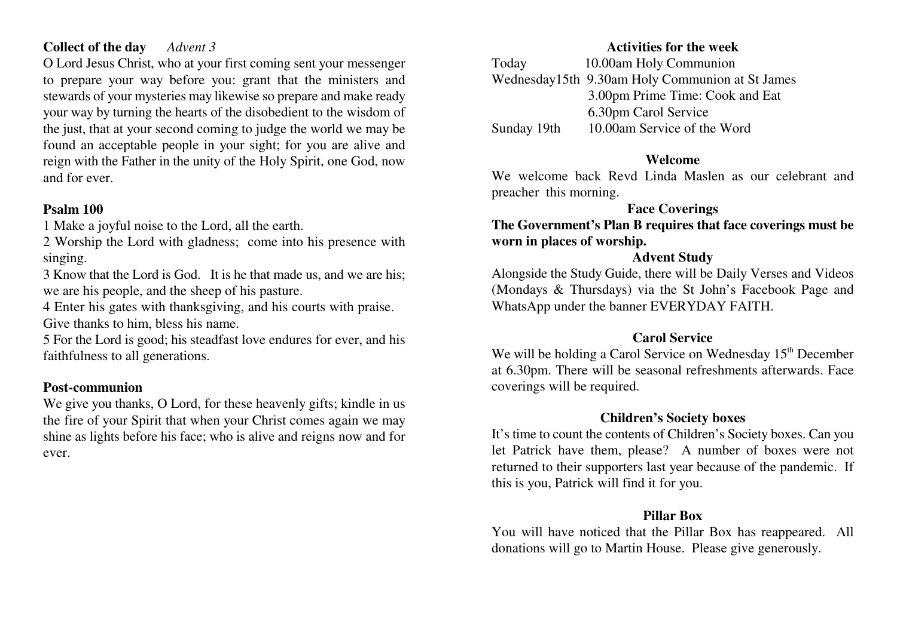**Collect of the day** *Advent 3*

O Lord Jesus Christ, who at your first coming sent your messenger to prepare your way before you: grant that the ministers and stewards of your mysteries may likewise so prepare and make ready your way by turning the hearts of the disobedient to the wisdom of the just, that at your second coming to judge the world we may be found an acceptable people in your sight; for you are alive and reign with the Father in the unity of the Holy Spirit, one God, now and for ever.

**Psalm 100**

1 Make a joyful noise to the Lord, all the earth.

2 Worship the Lord with gladness; come into his presence with singing.

3 Know that the Lord is God. It is he that made us, and we are his; we are his people, and the sheep of his pasture.

4 Enter his gates with thanksgiving, and his courts with praise. Give thanks to him, bless his name.

5 For the Lord is good; his steadfast love endures for ever, and his faithfulness to all generations.

**Post-communion**

We give you thanks, O Lord, for these heavenly gifts; kindle in us the fire of your Spirit that when your Christ comes again we may shine as lights before his face; who is alive and reigns now and for ever.

**Activities for the week**

| | |
|---|---|
| Today | 10.00am Holy Communion |
| Wednesday15th | 9.30am Holy Communion at St James |
| | 3.00pm Prime Time: Cook and Eat |
| | 6.30pm Carol Service |
| Sunday 19th | 10.00am Service of the Word |

**Welcome**

We welcome back Revd Linda Maslen as our celebrant and preacher this morning.

**Face Coverings**

**The Government's Plan B requires that face coverings must be worn in places of worship.**

**Advent Study**

Alongside the Study Guide, there will be Daily Verses and Videos (Mondays & Thursdays) via the St John's Facebook Page and WhatsApp under the banner EVERYDAY FAITH.

**Carol Service**

We will be holding a Carol Service on Wednesday 15th December at 6.30pm. There will be seasonal refreshments afterwards. Face coverings will be required.

**Children's Society boxes**

It's time to count the contents of Children's Society boxes. Can you let Patrick have them, please? A number of boxes were not returned to their supporters last year because of the pandemic. If this is you, Patrick will find it for you.

**Pillar Box**

You will have noticed that the Pillar Box has reappeared. All donations will go to Martin House. Please give generously.